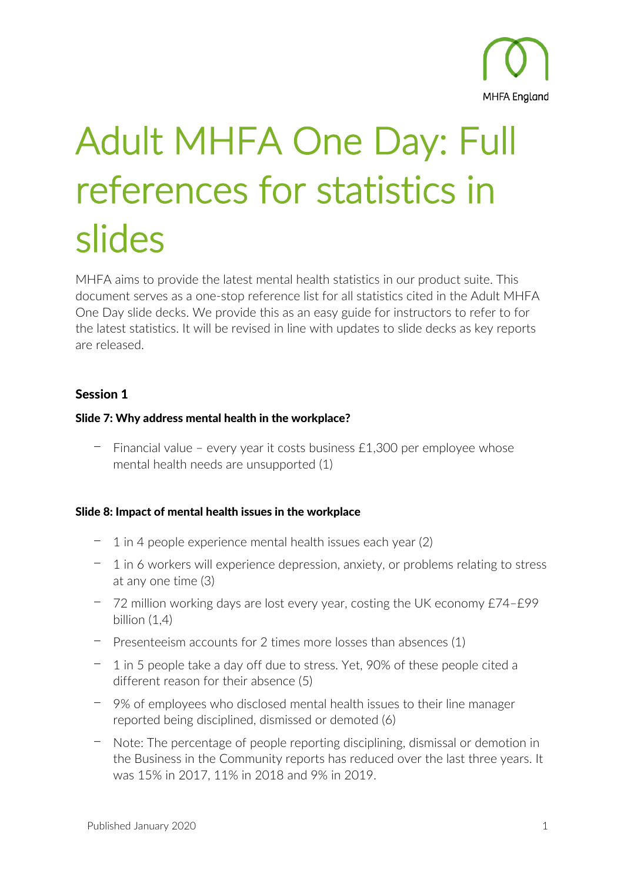# Adult MHFA One Day: Full references for statistics in slides

MHFA aims to provide the latest mental health statistics in our product suite. This document serves as a one-stop reference list for all statistics cited in the Adult MHFA One Day slide decks. We provide this as an easy guide for instructors to refer to for the latest statistics. It will be revised in line with updates to slide decks as key reports are released.

## Session 1

### Slide 7: Why address mental health in the workplace?

- Financial value – every year it costs business £1,300 per employee whose mental health needs are unsupported (1)

### Slide 8: Impact of mental health issues in the workplace

- 1 in 4 people experience mental health issues each year (2)
- 1 in 6 workers will experience depression, anxiety, or problems relating to stress at any one time (3)
- 72 million working days are lost every year, costing the UK economy £74–£99 billion (1,4)
- Presenteeism accounts for 2 times more losses than absences (1)
- 1 in 5 people take a day off due to stress. Yet, 90% of these people cited a different reason for their absence (5)
- 9% of employees who disclosed mental health issues to their line manager reported being disciplined, dismissed or demoted (6)
- Note: The percentage of people reporting disciplining, dismissal or demotion in the Business in the Community reports has reduced over the last three years. It was 15% in 2017, 11% in 2018 and 9% in 2019.

Published January 2020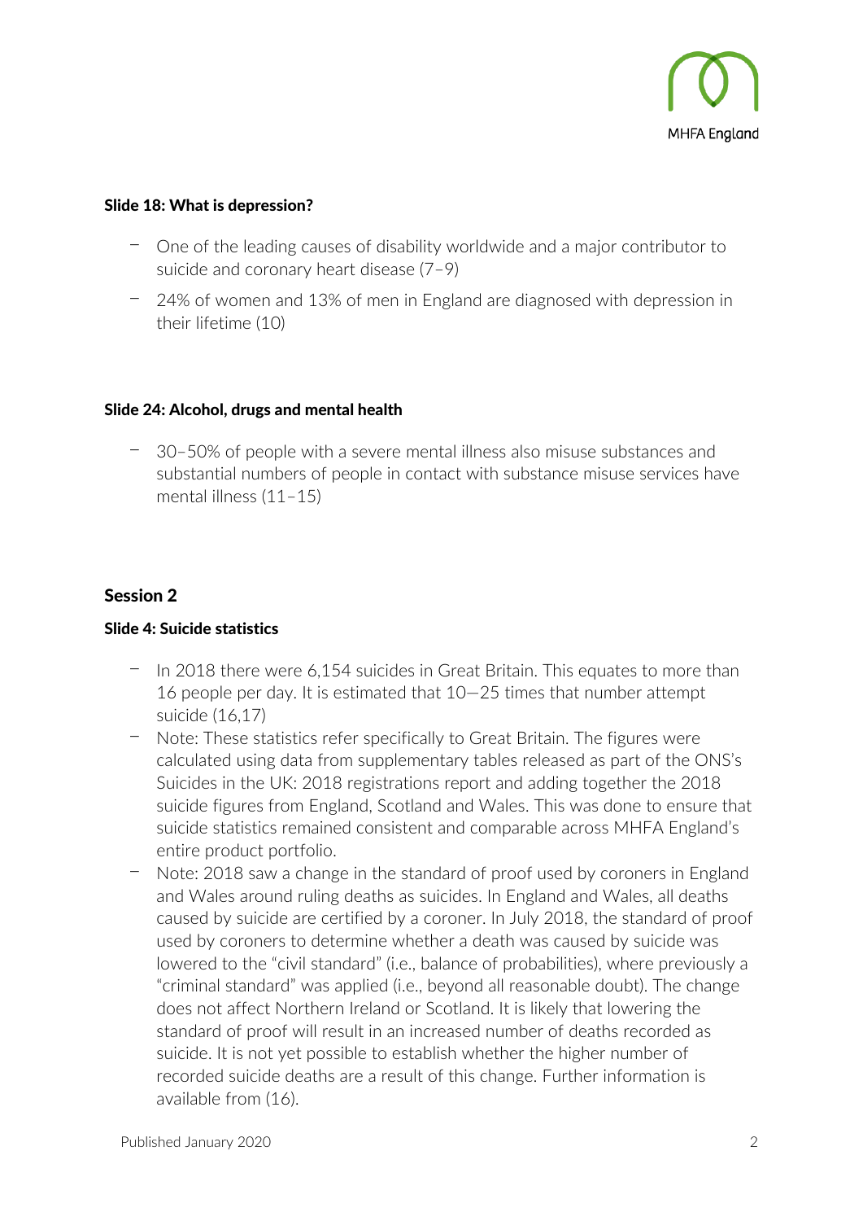**Slide 18: What is depression?**

- One of the leading causes of disability worldwide and a major contributor to suicide and coronary heart disease (7–9)
- 24% of women and 13% of men in England are diagnosed with depression in their lifetime (10)

**Slide 24: Alcohol, drugs and mental health**

- 30–50% of people with a severe mental illness also misuse substances and substantial numbers of people in contact with substance misuse services have mental illness (11–15)

## Session 2

**Slide 4: Suicide statistics**

- In 2018 there were 6,154 suicides in Great Britain. This equates to more than 16 people per day. It is estimated that 10—25 times that number attempt suicide (16,17)
- Note: These statistics refer specifically to Great Britain. The figures were calculated using data from supplementary tables released as part of the ONS's Suicides in the UK: 2018 registrations report and adding together the 2018 suicide figures from England, Scotland and Wales. This was done to ensure that suicide statistics remained consistent and comparable across MHFA England's entire product portfolio.
- Note: 2018 saw a change in the standard of proof used by coroners in England and Wales around ruling deaths as suicides. In England and Wales, all deaths caused by suicide are certified by a coroner. In July 2018, the standard of proof used by coroners to determine whether a death was caused by suicide was lowered to the "civil standard" (i.e., balance of probabilities), where previously a "criminal standard" was applied (i.e., beyond all reasonable doubt). The change does not affect Northern Ireland or Scotland. It is likely that lowering the standard of proof will result in an increased number of deaths recorded as suicide. It is not yet possible to establish whether the higher number of recorded suicide deaths are a result of this change. Further information is available from (16).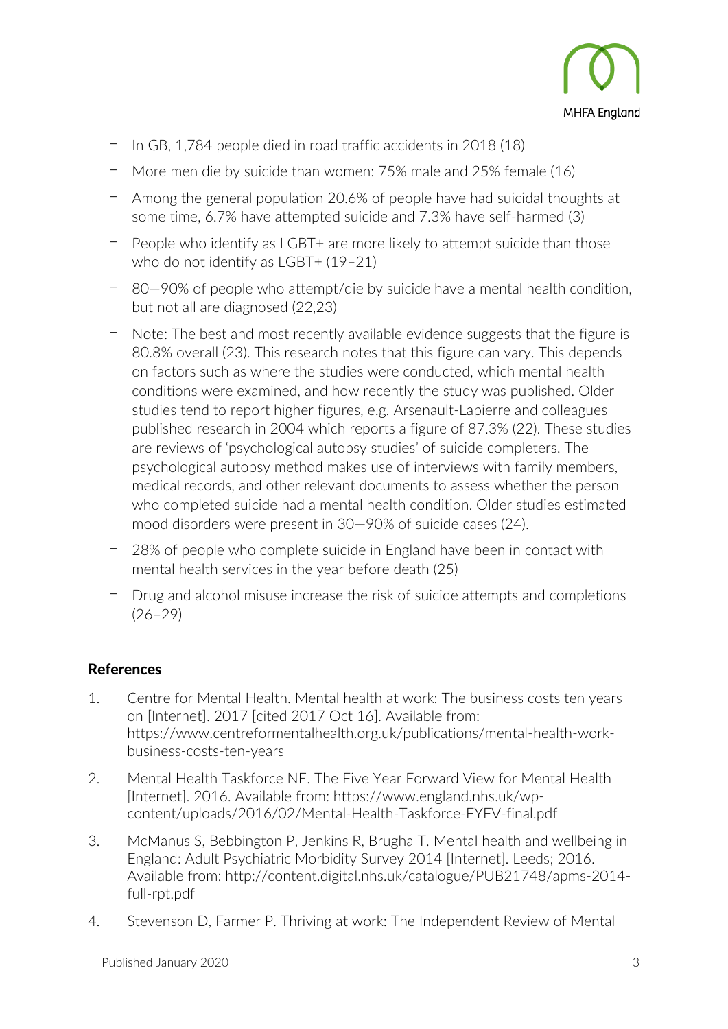- In GB, 1,784 people died in road traffic accidents in 2018 (18)
- More men die by suicide than women: 75% male and 25% female (16)
- Among the general population 20.6% of people have had suicidal thoughts at some time, 6.7% have attempted suicide and 7.3% have self-harmed (3)
- People who identify as LGBT+ are more likely to attempt suicide than those who do not identify as LGBT+ (19–21)
- 80—90% of people who attempt/die by suicide have a mental health condition, but not all are diagnosed (22,23)
- Note: The best and most recently available evidence suggests that the figure is 80.8% overall (23). This research notes that this figure can vary. This depends on factors such as where the studies were conducted, which mental health conditions were examined, and how recently the study was published. Older studies tend to report higher figures, e.g. Arsenault-Lapierre and colleagues published research in 2004 which reports a figure of 87.3% (22). These studies are reviews of 'psychological autopsy studies' of suicide completers. The psychological autopsy method makes use of interviews with family members, medical records, and other relevant documents to assess whether the person who completed suicide had a mental health condition. Older studies estimated mood disorders were present in 30—90% of suicide cases (24).
- 28% of people who complete suicide in England have been in contact with mental health services in the year before death (25)
- Drug and alcohol misuse increase the risk of suicide attempts and completions (26–29)

## References

1. Centre for Mental Health. Mental health at work: The business costs ten years on [Internet]. 2017 [cited 2017 Oct 16]. Available from: https://www.centreformentalhealth.org.uk/publications/mental-health-work-business-costs-ten-years
2. Mental Health Taskforce NE. The Five Year Forward View for Mental Health [Internet]. 2016. Available from: https://www.england.nhs.uk/wp-content/uploads/2016/02/Mental-Health-Taskforce-FYFV-final.pdf
3. McManus S, Bebbington P, Jenkins R, Brugha T. Mental health and wellbeing in England: Adult Psychiatric Morbidity Survey 2014 [Internet]. Leeds; 2016. Available from: http://content.digital.nhs.uk/catalogue/PUB21748/apms-2014-full-rpt.pdf
4. Stevenson D, Farmer P. Thriving at work: The Independent Review of Mental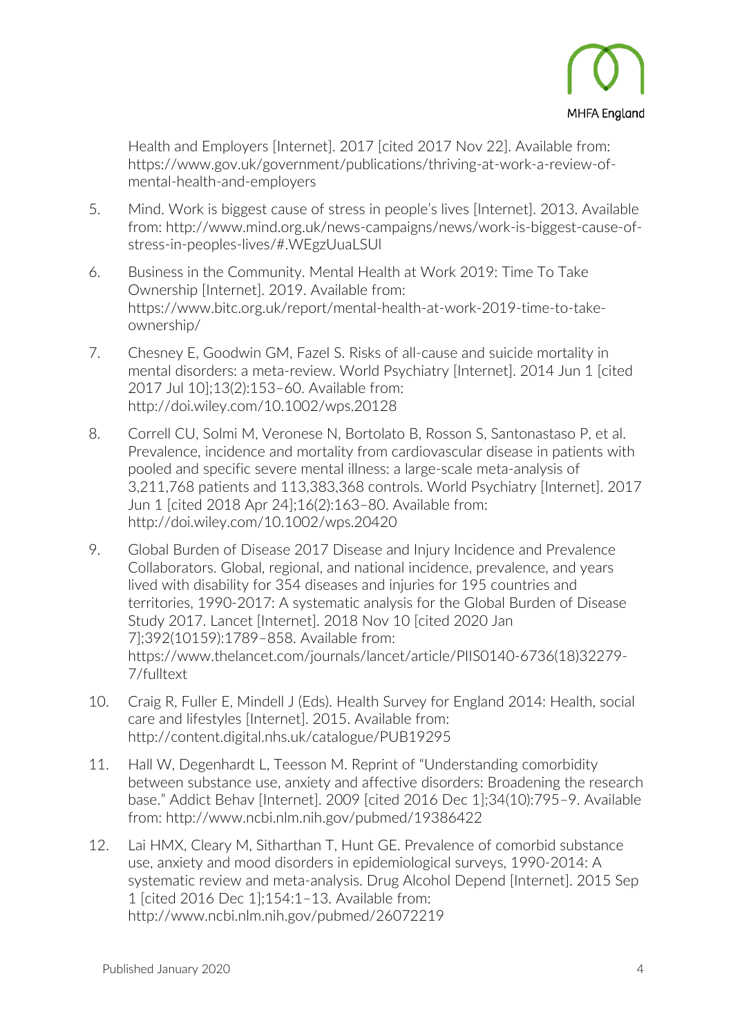Health and Employers [Internet]. 2017 [cited 2017 Nov 22]. Available from: https://www.gov.uk/government/publications/thriving-at-work-a-review-of-mental-health-and-employers

5. Mind. Work is biggest cause of stress in people's lives [Internet]. 2013. Available from: http://www.mind.org.uk/news-campaigns/news/work-is-biggest-cause-of-stress-in-peoples-lives/#.WEgzUuaLSUl
6. Business in the Community. Mental Health at Work 2019: Time To Take Ownership [Internet]. 2019. Available from: https://www.bitc.org.uk/report/mental-health-at-work-2019-time-to-take-ownership/
7. Chesney E, Goodwin GM, Fazel S. Risks of all-cause and suicide mortality in mental disorders: a meta-review. World Psychiatry [Internet]. 2014 Jun 1 [cited 2017 Jul 10];13(2):153–60. Available from: http://doi.wiley.com/10.1002/wps.20128
8. Correll CU, Solmi M, Veronese N, Bortolato B, Rosson S, Santonastaso P, et al. Prevalence, incidence and mortality from cardiovascular disease in patients with pooled and specific severe mental illness: a large-scale meta-analysis of 3,211,768 patients and 113,383,368 controls. World Psychiatry [Internet]. 2017 Jun 1 [cited 2018 Apr 24];16(2):163–80. Available from: http://doi.wiley.com/10.1002/wps.20420
9. Global Burden of Disease 2017 Disease and Injury Incidence and Prevalence Collaborators. Global, regional, and national incidence, prevalence, and years lived with disability for 354 diseases and injuries for 195 countries and territories, 1990-2017: A systematic analysis for the Global Burden of Disease Study 2017. Lancet [Internet]. 2018 Nov 10 [cited 2020 Jan 7];392(10159):1789–858. Available from: https://www.thelancet.com/journals/lancet/article/PIIS0140-6736(18)32279-7/fulltext
10. Craig R, Fuller E, Mindell J (Eds). Health Survey for England 2014: Health, social care and lifestyles [Internet]. 2015. Available from: http://content.digital.nhs.uk/catalogue/PUB19295
11. Hall W, Degenhardt L, Teesson M. Reprint of "Understanding comorbidity between substance use, anxiety and affective disorders: Broadening the research base." Addict Behav [Internet]. 2009 [cited 2016 Dec 1];34(10):795–9. Available from: http://www.ncbi.nlm.nih.gov/pubmed/19386422
12. Lai HMX, Cleary M, Sitharthan T, Hunt GE. Prevalence of comorbid substance use, anxiety and mood disorders in epidemiological surveys, 1990-2014: A systematic review and meta-analysis. Drug Alcohol Depend [Internet]. 2015 Sep 1 [cited 2016 Dec 1];154:1–13. Available from: http://www.ncbi.nlm.nih.gov/pubmed/26072219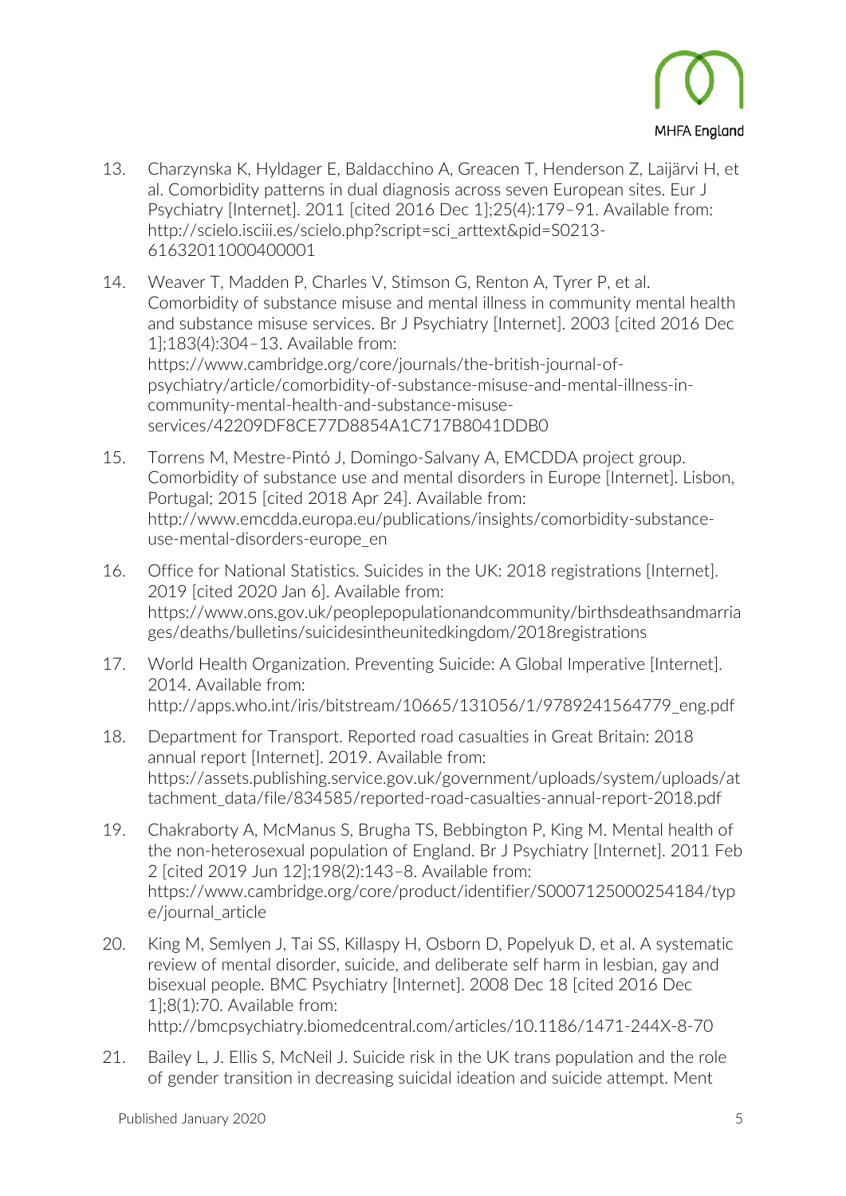13. Charzynska K, Hyldager E, Baldacchino A, Greacen T, Henderson Z, Laijärvi H, et al. Comorbidity patterns in dual diagnosis across seven European sites. Eur J Psychiatry [Internet]. 2011 [cited 2016 Dec 1];25(4):179–91. Available from: http://scielo.isciii.es/scielo.php?script=sci_arttext&pid=S0213-61632011000400001

14. Weaver T, Madden P, Charles V, Stimson G, Renton A, Tyrer P, et al. Comorbidity of substance misuse and mental illness in community mental health and substance misuse services. Br J Psychiatry [Internet]. 2003 [cited 2016 Dec 1];183(4):304–13. Available from: https://www.cambridge.org/core/journals/the-british-journal-of-psychiatry/article/comorbidity-of-substance-misuse-and-mental-illness-in-community-mental-health-and-substance-misuse-services/42209DF8CE77D8854A1C717B8041DDB0

15. Torrens M, Mestre-Pintó J, Domingo-Salvany A, EMCDDA project group. Comorbidity of substance use and mental disorders in Europe [Internet]. Lisbon, Portugal; 2015 [cited 2018 Apr 24]. Available from: http://www.emcdda.europa.eu/publications/insights/comorbidity-substance-use-mental-disorders-europe_en

16. Office for National Statistics. Suicides in the UK: 2018 registrations [Internet]. 2019 [cited 2020 Jan 6]. Available from: https://www.ons.gov.uk/peoplepopulationandcommunity/birthsdeathsandmarriages/deaths/bulletins/suicidesintheunitedkingdom/2018registrations

17. World Health Organization. Preventing Suicide: A Global Imperative [Internet]. 2014. Available from: http://apps.who.int/iris/bitstream/10665/131056/1/9789241564779_eng.pdf

18. Department for Transport. Reported road casualties in Great Britain: 2018 annual report [Internet]. 2019. Available from: https://assets.publishing.service.gov.uk/government/uploads/system/uploads/attachment_data/file/834585/reported-road-casualties-annual-report-2018.pdf

19. Chakraborty A, McManus S, Brugha TS, Bebbington P, King M. Mental health of the non-heterosexual population of England. Br J Psychiatry [Internet]. 2011 Feb 2 [cited 2019 Jun 12];198(2):143–8. Available from: https://www.cambridge.org/core/product/identifier/S0007125000254184/type/journal_article

20. King M, Semlyen J, Tai SS, Killaspy H, Osborn D, Popelyuk D, et al. A systematic review of mental disorder, suicide, and deliberate self harm in lesbian, gay and bisexual people. BMC Psychiatry [Internet]. 2008 Dec 18 [cited 2016 Dec 1];8(1):70. Available from: http://bmcpsychiatry.biomedcentral.com/articles/10.1186/1471-244X-8-70

21. Bailey L, J. Ellis S, McNeil J. Suicide risk in the UK trans population and the role of gender transition in decreasing suicidal ideation and suicide attempt. Ment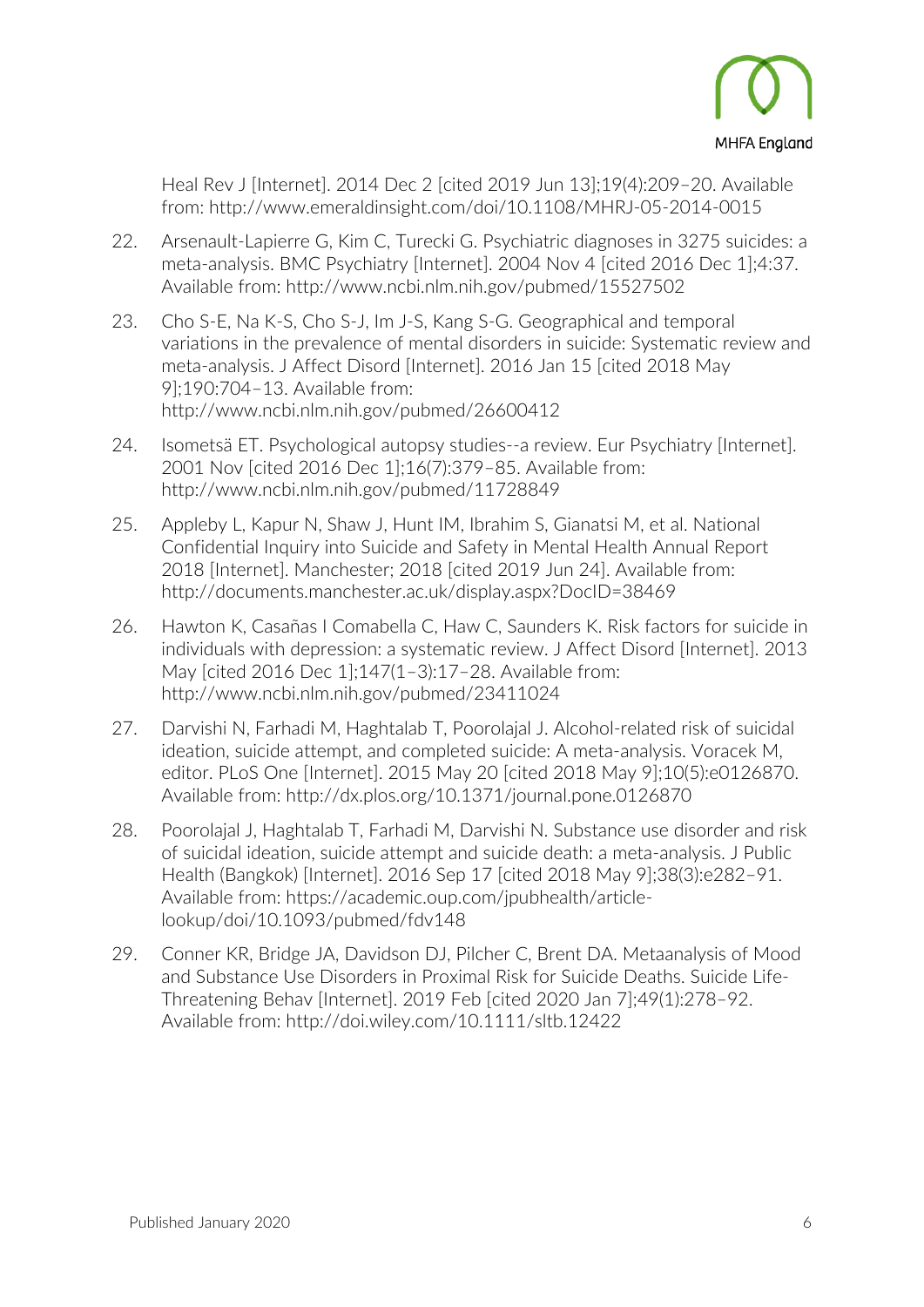Heal Rev J [Internet]. 2014 Dec 2 [cited 2019 Jun 13];19(4):209–20. Available from: http://www.emeraldinsight.com/doi/10.1108/MHRJ-05-2014-0015

22. Arsenault-Lapierre G, Kim C, Turecki G. Psychiatric diagnoses in 3275 suicides: a meta-analysis. BMC Psychiatry [Internet]. 2004 Nov 4 [cited 2016 Dec 1];4:37. Available from: http://www.ncbi.nlm.nih.gov/pubmed/15527502
23. Cho S-E, Na K-S, Cho S-J, Im J-S, Kang S-G. Geographical and temporal variations in the prevalence of mental disorders in suicide: Systematic review and meta-analysis. J Affect Disord [Internet]. 2016 Jan 15 [cited 2018 May 9];190:704–13. Available from: http://www.ncbi.nlm.nih.gov/pubmed/26600412
24. Isometsä ET. Psychological autopsy studies--a review. Eur Psychiatry [Internet]. 2001 Nov [cited 2016 Dec 1];16(7):379–85. Available from: http://www.ncbi.nlm.nih.gov/pubmed/11728849
25. Appleby L, Kapur N, Shaw J, Hunt IM, Ibrahim S, Gianatsi M, et al. National Confidential Inquiry into Suicide and Safety in Mental Health Annual Report 2018 [Internet]. Manchester; 2018 [cited 2019 Jun 24]. Available from: http://documents.manchester.ac.uk/display.aspx?DocID=38469
26. Hawton K, Casañas I Comabella C, Haw C, Saunders K. Risk factors for suicide in individuals with depression: a systematic review. J Affect Disord [Internet]. 2013 May [cited 2016 Dec 1];147(1–3):17–28. Available from: http://www.ncbi.nlm.nih.gov/pubmed/23411024
27. Darvishi N, Farhadi M, Haghtalab T, Poorolajal J. Alcohol-related risk of suicidal ideation, suicide attempt, and completed suicide: A meta-analysis. Voracek M, editor. PLoS One [Internet]. 2015 May 20 [cited 2018 May 9];10(5):e0126870. Available from: http://dx.plos.org/10.1371/journal.pone.0126870
28. Poorolajal J, Haghtalab T, Farhadi M, Darvishi N. Substance use disorder and risk of suicidal ideation, suicide attempt and suicide death: a meta-analysis. J Public Health (Bangkok) [Internet]. 2016 Sep 17 [cited 2018 May 9];38(3):e282–91. Available from: https://academic.oup.com/jpubhealth/article-lookup/doi/10.1093/pubmed/fdv148
29. Conner KR, Bridge JA, Davidson DJ, Pilcher C, Brent DA. Metaanalysis of Mood and Substance Use Disorders in Proximal Risk for Suicide Deaths. Suicide Life-Threatening Behav [Internet]. 2019 Feb [cited 2020 Jan 7];49(1):278–92. Available from: http://doi.wiley.com/10.1111/sltb.12422